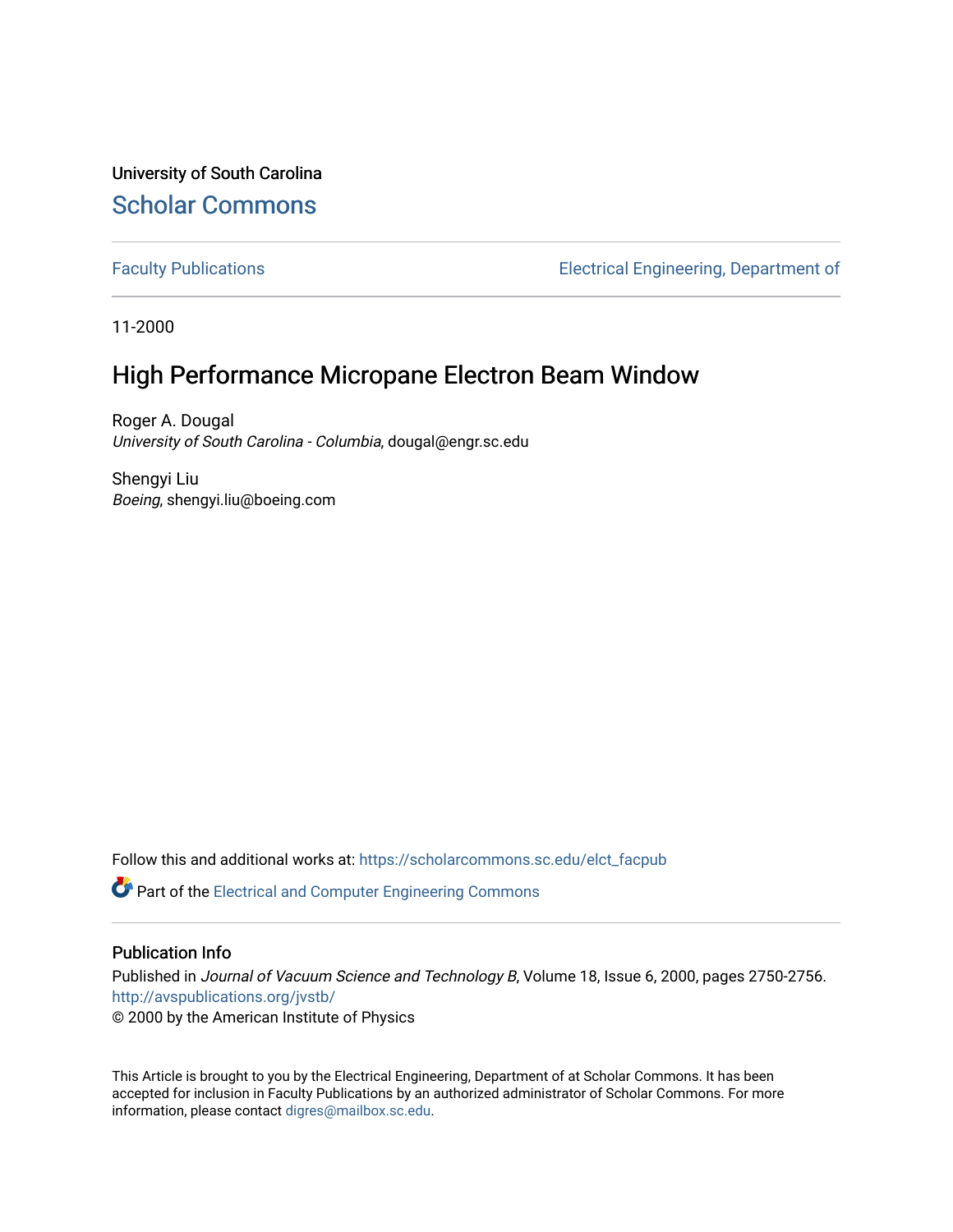University of South Carolina

Scholar Commons

Faculty Publications

Electrical Engineering, Department of

11-2000

# High Performance Micropane Electron Beam Window

Roger A. Dougal
*University of South Carolina - Columbia*, dougal@engr.sc.edu

Shengyi Liu
*Boeing*, shengyi.liu@boeing.com

Follow this and additional works at: https://scholarcommons.sc.edu/elct_facpub

Part of the Electrical and Computer Engineering Commons

## Publication Info

Published in *Journal of Vacuum Science and Technology B*, Volume 18, Issue 6, 2000, pages 2750-2756.
http://avspublications.org/jvstb/
© 2000 by the American Institute of Physics

This Article is brought to you by the Electrical Engineering, Department of at Scholar Commons. It has been accepted for inclusion in Faculty Publications by an authorized administrator of Scholar Commons. For more information, please contact digres@mailbox.sc.edu.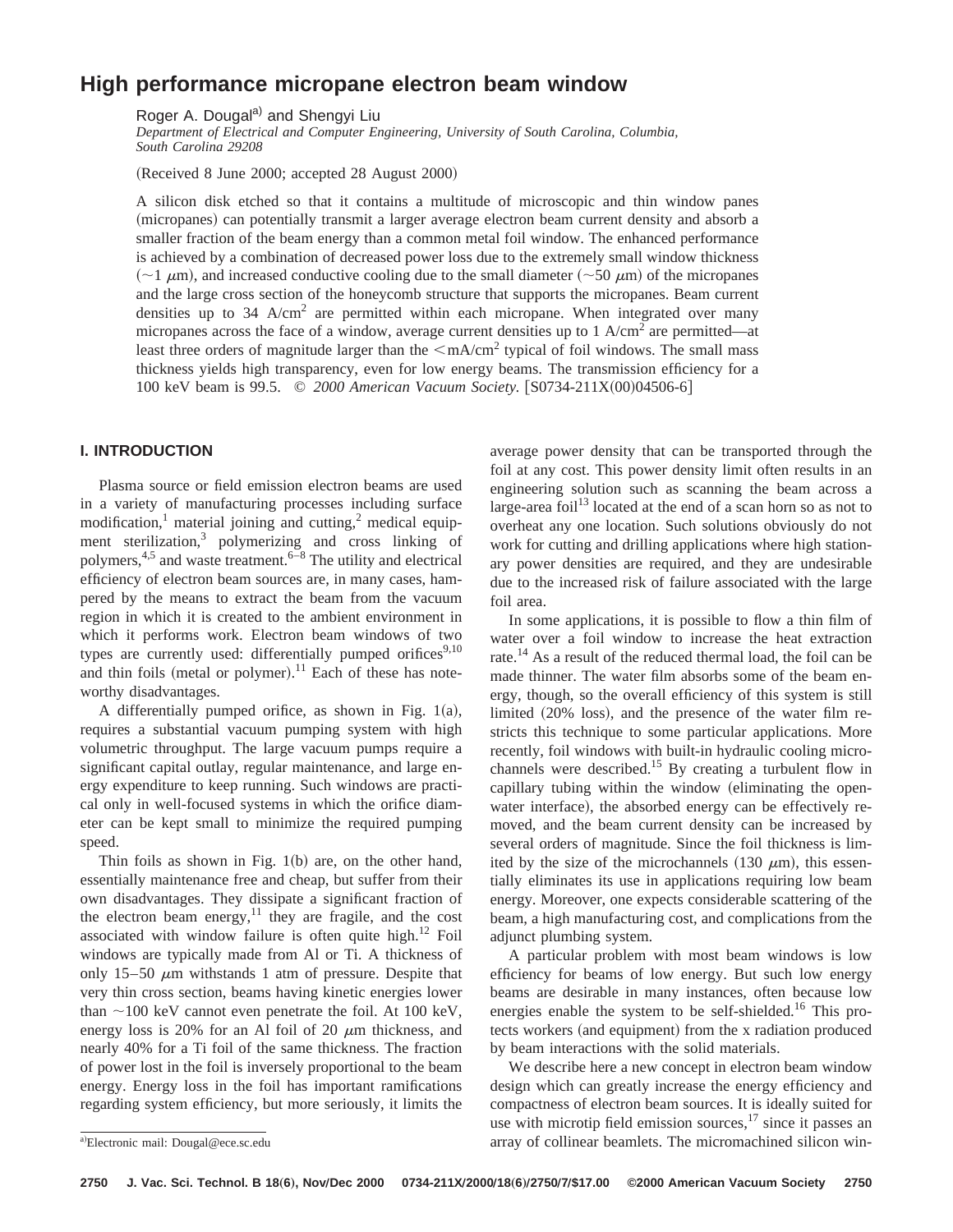# High performance micropane electron beam window

Roger A. Dougal[a)] and Shengyi Liu

*Department of Electrical and Computer Engineering, University of South Carolina, Columbia, South Carolina 29208*

(Received 8 June 2000; accepted 28 August 2000)

A silicon disk etched so that it contains a multitude of microscopic and thin window panes (micropanes) can potentially transmit a larger average electron beam current density and absorb a smaller fraction of the beam energy than a common metal foil window. The enhanced performance is achieved by a combination of decreased power loss due to the extremely small window thickness (~1 μm), and increased conductive cooling due to the small diameter (~50 μm) of the micropanes and the large cross section of the honeycomb structure that supports the micropanes. Beam current densities up to 34 $A/cm^2$ are permitted within each micropane. When integrated over many micropanes across the face of a window, average current densities up to 1 $A/cm^2$ are permitted—at least three orders of magnitude larger than the <$mA/cm^2$ typical of foil windows. The small mass thickness yields high transparency, even for low energy beams. The transmission efficiency for a 100 keV beam is 99.5. © *2000 American Vacuum Society.* [S0734-211X(00)04506-6]

## I. INTRODUCTION

Plasma source or field emission electron beams are used in a variety of manufacturing processes including surface modification,[1] material joining and cutting,[2] medical equipment sterilization,[3] polymerizing and cross linking of polymers,[4,5] and waste treatment.[6–8] The utility and electrical efficiency of electron beam sources are, in many cases, hampered by the means to extract the beam from the vacuum region in which it is created to the ambient environment in which it performs work. Electron beam windows of two types are currently used: differentially pumped orifices[9,10] and thin foils (metal or polymer).[11] Each of these has noteworthy disadvantages.

A differentially pumped orifice, as shown in Fig. 1(a), requires a substantial vacuum pumping system with high volumetric throughput. The large vacuum pumps require a significant capital outlay, regular maintenance, and large energy expenditure to keep running. Such windows are practical only in well-focused systems in which the orifice diameter can be kept small to minimize the required pumping speed.

Thin foils as shown in Fig. 1(b) are, on the other hand, essentially maintenance free and cheap, but suffer from their own disadvantages. They dissipate a significant fraction of the electron beam energy,[11] they are fragile, and the cost associated with window failure is often quite high.[12] Foil windows are typically made from Al or Ti. A thickness of only 15–50 μm withstands 1 atm of pressure. Despite that very thin cross section, beams having kinetic energies lower than ~100 keV cannot even penetrate the foil. At 100 keV, energy loss is 20% for an Al foil of 20 μm thickness, and nearly 40% for a Ti foil of the same thickness. The fraction of power lost in the foil is inversely proportional to the beam energy. Energy loss in the foil has important ramifications regarding system efficiency, but more seriously, it limits the average power density that can be transported through the foil at any cost. This power density limit often results in an engineering solution such as scanning the beam across a large-area foil[13] located at the end of a scan horn so as not to overheat any one location. Such solutions obviously do not work for cutting and drilling applications where high stationary power densities are required, and they are undesirable due to the increased risk of failure associated with the large foil area.

In some applications, it is possible to flow a thin film of water over a foil window to increase the heat extraction rate.[14] As a result of the reduced thermal load, the foil can be made thinner. The water film absorbs some of the beam energy, though, so the overall efficiency of this system is still limited (20% loss), and the presence of the water film restricts this technique to some particular applications. More recently, foil windows with built-in hydraulic cooling microchannels were described.[15] By creating a turbulent flow in capillary tubing within the window (eliminating the open-water interface), the absorbed energy can be effectively removed, and the beam current density can be increased by several orders of magnitude. Since the foil thickness is limited by the size of the microchannels (130 μm), this essentially eliminates its use in applications requiring low beam energy. Moreover, one expects considerable scattering of the beam, a high manufacturing cost, and complications from the adjunct plumbing system.

A particular problem with most beam windows is low efficiency for beams of low energy. But such low energy beams are desirable in many instances, often because low energies enable the system to be self-shielded.[16] This protects workers (and equipment) from the x radiation produced by beam interactions with the solid materials.

We describe here a new concept in electron beam window design which can greatly increase the energy efficiency and compactness of electron beam sources. It is ideally suited for use with microtip field emission sources,[17] since it passes an array of collinear beamlets. The micromachined silicon win-

[a)]Electronic mail: Dougal@ece.sc.edu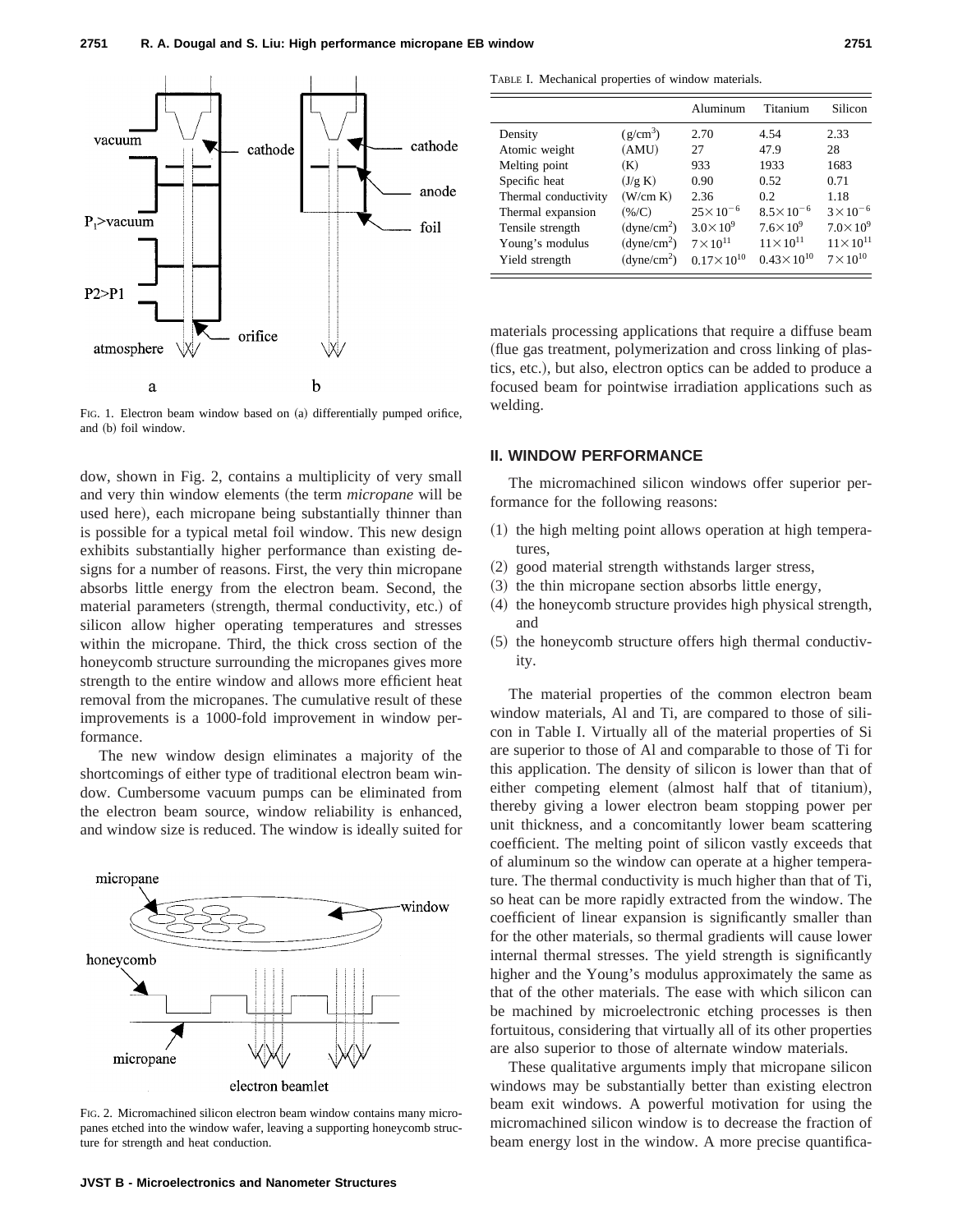FIG. 1. Electron beam window based on (a) differentially pumped orifice, and (b) foil window.

dow, shown in Fig. 2, contains a multiplicity of very small and very thin window elements (the term *micropane* will be used here), each micropane being substantially thinner than is possible for a typical metal foil window. This new design exhibits substantially higher performance than existing designs for a number of reasons. First, the very thin micropane absorbs little energy from the electron beam. Second, the material parameters (strength, thermal conductivity, etc.) of silicon allow higher operating temperatures and stresses within the micropane. Third, the thick cross section of the honeycomb structure surrounding the micropanes gives more strength to the entire window and allows more efficient heat removal from the micropanes. The cumulative result of these improvements is a 1000-fold improvement in window performance.

The new window design eliminates a majority of the shortcomings of either type of traditional electron beam window. Cumbersome vacuum pumps can be eliminated from the electron beam source, window reliability is enhanced, and window size is reduced. The window is ideally suited for materials processing applications that require a diffuse beam (flue gas treatment, polymerization and cross linking of plastics, etc.), but also, electron optics can be added to produce a focused beam for pointwise irradiation applications such as welding.

FIG. 2. Micromachined silicon electron beam window contains many micropanes etched into the window wafer, leaving a supporting honeycomb structure for strength and heat conduction.

TABLE I. Mechanical properties of window materials.

| | | Aluminum | Titanium | Silicon |
|---|---|---|---|---|
| Density | (g/cm$^3$) | 2.70 | 4.54 | 2.33 |
| Atomic weight | (AMU) | 27 | 47.9 | 28 |
| Melting point | (K) | 933 | 1933 | 1683 |
| Specific heat | (J/g K) | 0.90 | 0.52 | 0.71 |
| Thermal conductivity | (W/cm K) | 2.36 | 0.2 | 1.18 |
| Thermal expansion | (%/C) | $25\times10^{-6}$ | $8.5\times10^{-6}$ | $3\times10^{-6}$ |
| Tensile strength | (dyne/cm$^2$) | $3.0\times10^{9}$ | $7.6\times10^{9}$ | $7.0\times10^{9}$ |
| Young's modulus | (dyne/cm$^2$) | $7\times10^{11}$ | $11\times10^{11}$ | $11\times10^{11}$ |
| Yield strength | (dyne/cm$^2$) | $0.17\times10^{10}$ | $0.43\times10^{10}$ | $7\times10^{10}$ |

## II. WINDOW PERFORMANCE

The micromachined silicon windows offer superior performance for the following reasons:

(1) the high melting point allows operation at high temperatures,
(2) good material strength withstands larger stress,
(3) the thin micropane section absorbs little energy,
(4) the honeycomb structure provides high physical strength, and
(5) the honeycomb structure offers high thermal conductivity.

The material properties of the common electron beam window materials, Al and Ti, are compared to those of silicon in Table I. Virtually all of the material properties of Si are superior to those of Al and comparable to those of Ti for this application. The density of silicon is lower than that of either competing element (almost half that of titanium), thereby giving a lower electron beam stopping power per unit thickness, and a concomitantly lower beam scattering coefficient. The melting point of silicon vastly exceeds that of aluminum so the window can operate at a higher temperature. The thermal conductivity is much higher than that of Ti, so heat can be more rapidly extracted from the window. The coefficient of linear expansion is significantly smaller than for the other materials, so thermal gradients will cause lower internal thermal stresses. The yield strength is significantly higher and the Young's modulus approximately the same as that of the other materials. The ease with which silicon can be machined by microelectronic etching processes is then fortuitous, considering that virtually all of its other properties are also superior to those of alternate window materials.

These qualitative arguments imply that micropane silicon windows may be substantially better than existing electron beam exit windows. A powerful motivation for using the micromachined silicon window is to decrease the fraction of beam energy lost in the window. A more precise quantifica-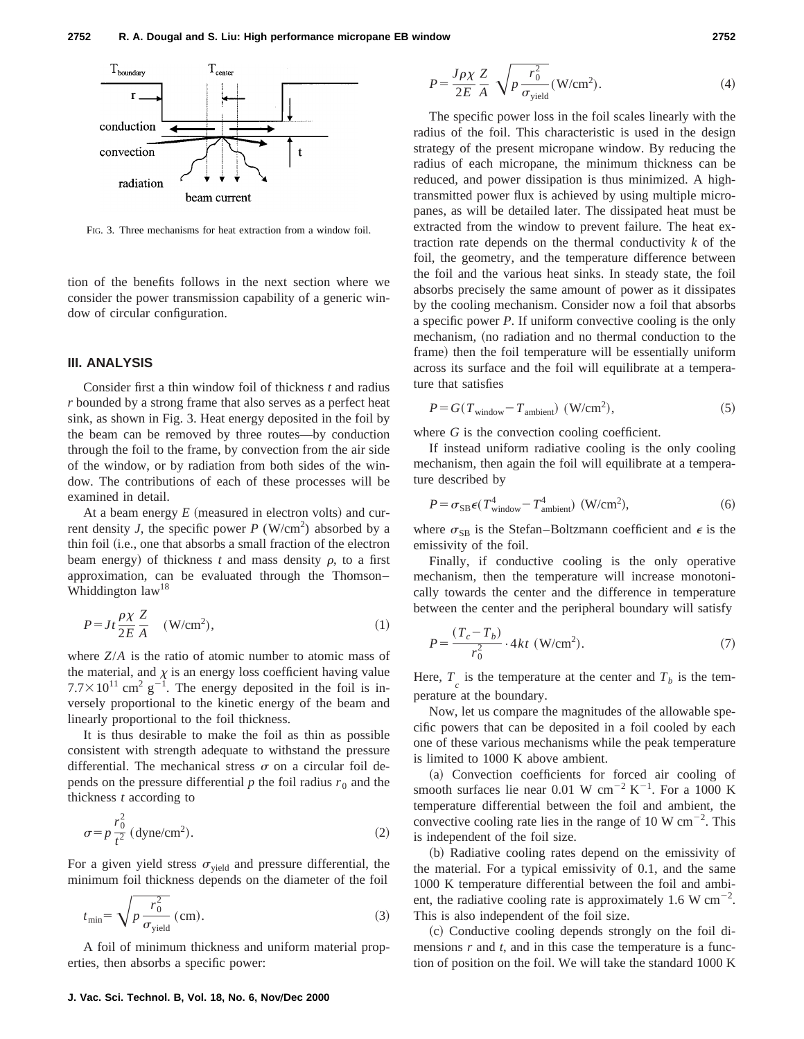FIG. 3. Three mechanisms for heat extraction from a window foil.

tion of the benefits follows in the next section where we consider the power transmission capability of a generic window of circular configuration.

## III. ANALYSIS

Consider first a thin window foil of thickness $t$ and radius $r$ bounded by a strong frame that also serves as a perfect heat sink, as shown in Fig. 3. Heat energy deposited in the foil by the beam can be removed by three routes—by conduction through the foil to the frame, by convection from the air side of the window, or by radiation from both sides of the window. The contributions of each of these processes will be examined in detail.

At a beam energy $E$ (measured in electron volts) and current density $J$, the specific power $P$ (W/cm$^2$) absorbed by a thin foil (i.e., one that absorbs a small fraction of the electron beam energy) of thickness $t$ and mass density $\rho$, to a first approximation, can be evaluated through the Thomson–Whiddington law[18]

$$P = Jt\frac{\rho\chi}{2E}\frac{Z}{A} \quad (\mathrm{W/cm^2}), \tag{1}$$

where $Z/A$ is the ratio of atomic number to atomic mass of the material, and $\chi$ is an energy loss coefficient having value $7.7\times10^{11}$ cm$^2$ g$^{-1}$. The energy deposited in the foil is inversely proportional to the kinetic energy of the beam and linearly proportional to the foil thickness.

It is thus desirable to make the foil as thin as possible consistent with strength adequate to withstand the pressure differential. The mechanical stress $\sigma$ on a circular foil depends on the pressure differential $p$ the foil radius $r_0$ and the thickness $t$ according to

$$\sigma = p\frac{r_0^2}{t^2} \ (\mathrm{dyne/cm^2}). \tag{2}$$

For a given yield stress $\sigma_{\mathrm{yield}}$ and pressure differential, the minimum foil thickness depends on the diameter of the foil

$$t_{\min} = \sqrt{p\frac{r_0^2}{\sigma_{\mathrm{yield}}}} \ (\mathrm{cm}). \tag{3}$$

A foil of minimum thickness and uniform material properties, then absorbs a specific power:

$$P = \frac{J\rho\chi}{2E}\frac{Z}{A}\sqrt{p\frac{r_0^2}{\sigma_{\mathrm{yield}}}} (\mathrm{W/cm^2}). \tag{4}$$

The specific power loss in the foil scales linearly with the radius of the foil. This characteristic is used in the design strategy of the present micropane window. By reducing the radius of each micropane, the minimum thickness can be reduced, and power dissipation is thus minimized. A high-transmitted power flux is achieved by using multiple micropanes, as will be detailed later. The dissipated heat must be extracted from the window to prevent failure. The heat extraction rate depends on the thermal conductivity $k$ of the foil, the geometry, and the temperature difference between the foil and the various heat sinks. In steady state, the foil absorbs precisely the same amount of power as it dissipates by the cooling mechanism. Consider now a foil that absorbs a specific power $P$. If uniform convective cooling is the only mechanism, (no radiation and no thermal conduction to the frame) then the foil temperature will be essentially uniform across its surface and the foil will equilibrate at a temperature that satisfies

$$P = G(T_{\mathrm{window}} - T_{\mathrm{ambient}}) \ (\mathrm{W/cm^2}), \tag{5}$$

where $G$ is the convection cooling coefficient.

If instead uniform radiative cooling is the only cooling mechanism, then again the foil will equilibrate at a temperature described by

$$P = \sigma_{\mathrm{SB}}\epsilon(T_{\mathrm{window}}^4 - T_{\mathrm{ambient}}^4) \ (\mathrm{W/cm^2}), \tag{6}$$

where $\sigma_{\mathrm{SB}}$ is the Stefan–Boltzmann coefficient and $\epsilon$ is the emissivity of the foil.

Finally, if conductive cooling is the only operative mechanism, then the temperature will increase monotonically towards the center and the difference in temperature between the center and the peripheral boundary will satisfy

$$P = \frac{(T_c - T_b)}{r_0^2}\cdot 4kt \ (\mathrm{W/cm^2}). \tag{7}$$

Here, $T_c$ is the temperature at the center and $T_b$ is the temperature at the boundary.

Now, let us compare the magnitudes of the allowable specific powers that can be deposited in a foil cooled by each one of these various mechanisms while the peak temperature is limited to 1000 K above ambient.

(a) Convection coefficients for forced air cooling of smooth surfaces lie near 0.01 W cm$^{-2}$ K$^{-1}$. For a 1000 K temperature differential between the foil and ambient, the convective cooling rate lies in the range of 10 W cm$^{-2}$. This is independent of the foil size.

(b) Radiative cooling rates depend on the emissivity of the material. For a typical emissivity of 0.1, and the same 1000 K temperature differential between the foil and ambient, the radiative cooling rate is approximately 1.6 W cm$^{-2}$. This is also independent of the foil size.

(c) Conductive cooling depends strongly on the foil dimensions $r$ and $t$, and in this case the temperature is a function of position on the foil. We will take the standard 1000 K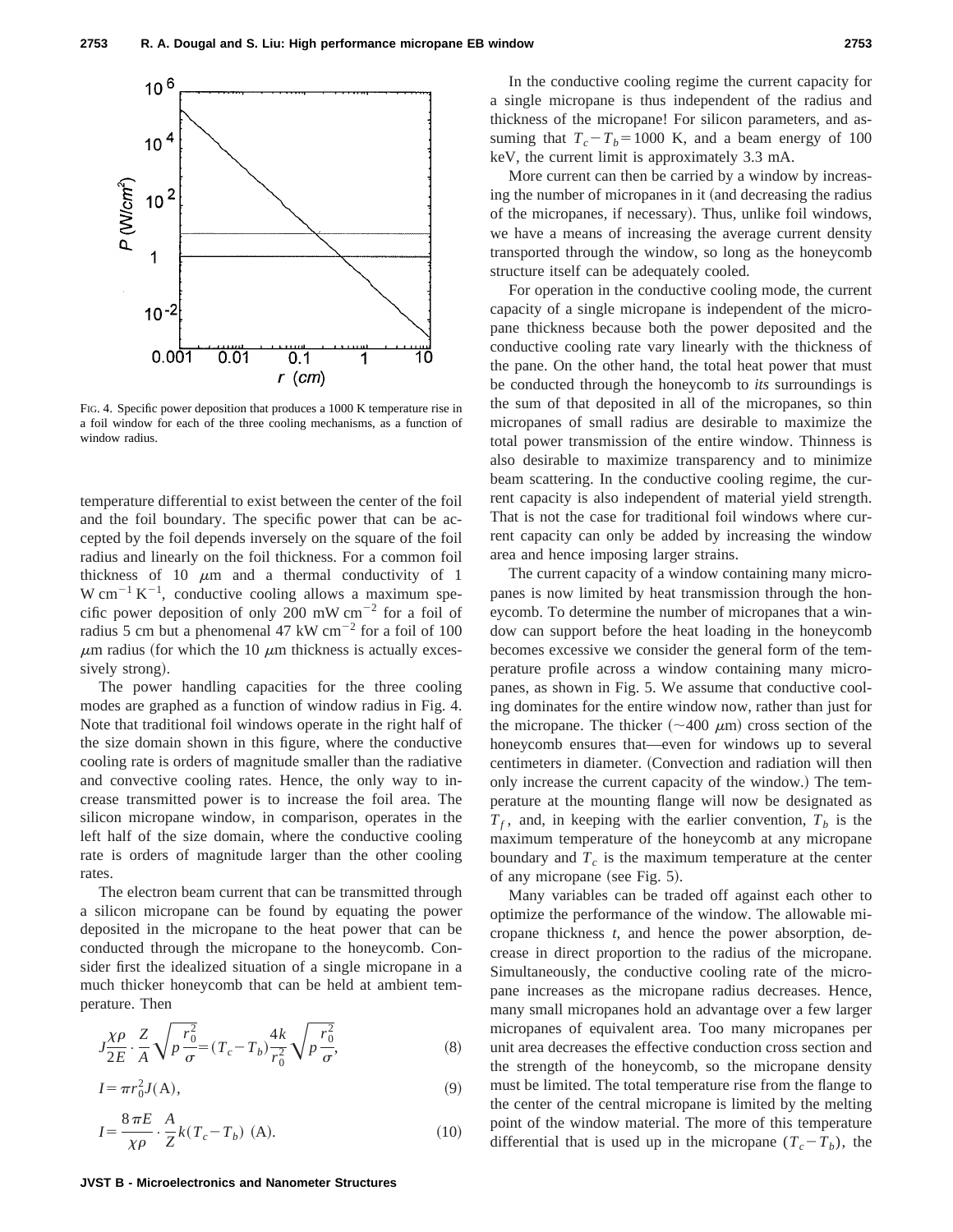FIG. 4. Specific power deposition that produces a 1000 K temperature rise in a foil window for each of the three cooling mechanisms, as a function of window radius.

temperature differential to exist between the center of the foil and the foil boundary. The specific power that can be accepted by the foil depends inversely on the square of the foil radius and linearly on the foil thickness. For a common foil thickness of 10 $\mu$m and a thermal conductivity of 1 W cm$^{-1}$ K$^{-1}$, conductive cooling allows a maximum specific power deposition of only 200 mW cm$^{-2}$ for a foil of radius 5 cm but a phenomenal 47 kW cm$^{-2}$ for a foil of 100 $\mu$m radius (for which the 10 $\mu$m thickness is actually excessively strong).

The power handling capacities for the three cooling modes are graphed as a function of window radius in Fig. 4. Note that traditional foil windows operate in the right half of the size domain shown in this figure, where the conductive cooling rate is orders of magnitude smaller than the radiative and convective cooling rates. Hence, the only way to increase transmitted power is to increase the foil area. The silicon micropane window, in comparison, operates in the left half of the size domain, where the conductive cooling rate is orders of magnitude larger than the other cooling rates.

The electron beam current that can be transmitted through a silicon micropane can be found by equating the power deposited in the micropane to the heat power that can be conducted through the micropane to the honeycomb. Consider first the idealized situation of a single micropane in a much thicker honeycomb that can be held at ambient temperature. Then

$$J\frac{\chi\rho}{2E}\cdot\frac{Z}{A}\sqrt{p\frac{r_0^2}{\sigma}}=(T_c-T_b)\frac{4k}{r_0^2}\sqrt{p\frac{r_0^2}{\sigma}},\tag{8}$$

$$I=\pi r_0^2 J(\text{A}),\tag{9}$$

$$I=\frac{8\pi E}{\chi\rho}\cdot\frac{A}{Z}k(T_c-T_b)\ (\text{A}).\tag{10}$$

In the conductive cooling regime the current capacity for a single micropane is thus independent of the radius and thickness of the micropane! For silicon parameters, and assuming that $T_c-T_b=1000$ K, and a beam energy of 100 keV, the current limit is approximately 3.3 mA.

More current can then be carried by a window by increasing the number of micropanes in it (and decreasing the radius of the micropanes, if necessary). Thus, unlike foil windows, we have a means of increasing the average current density transported through the window, so long as the honeycomb structure itself can be adequately cooled.

For operation in the conductive cooling mode, the current capacity of a single micropane is independent of the micropane thickness because both the power deposited and the conductive cooling rate vary linearly with the thickness of the pane. On the other hand, the total heat power that must be conducted through the honeycomb to *its* surroundings is the sum of that deposited in all of the micropanes, so thin micropanes of small radius are desirable to maximize the total power transmission of the entire window. Thinness is also desirable to maximize transparency and to minimize beam scattering. In the conductive cooling regime, the current capacity is also independent of material yield strength. That is not the case for traditional foil windows where current capacity can only be added by increasing the window area and hence imposing larger strains.

The current capacity of a window containing many micropanes is now limited by heat transmission through the honeycomb. To determine the number of micropanes that a window can support before the heat loading in the honeycomb becomes excessive we consider the general form of the temperature profile across a window containing many micropanes, as shown in Fig. 5. We assume that conductive cooling dominates for the entire window now, rather than just for the micropane. The thicker (~400 $\mu$m) cross section of the honeycomb ensures that—even for windows up to several centimeters in diameter. (Convection and radiation will then only increase the current capacity of the window.) The temperature at the mounting flange will now be designated as $T_f$, and, in keeping with the earlier convention, $T_b$ is the maximum temperature of the honeycomb at any micropane boundary and $T_c$ is the maximum temperature at the center of any micropane (see Fig. 5).

Many variables can be traded off against each other to optimize the performance of the window. The allowable micropane thickness *t*, and hence the power absorption, decrease in direct proportion to the radius of the micropane. Simultaneously, the conductive cooling rate of the micropane increases as the micropane radius decreases. Hence, many small micropanes hold an advantage over a few larger micropanes of equivalent area. Too many micropanes per unit area decreases the effective conduction cross section and the strength of the honeycomb, so the micropane density must be limited. The total temperature rise from the flange to the center of the central micropane is limited by the melting point of the window material. The more of this temperature differential that is used up in the micropane ($T_c-T_b$), the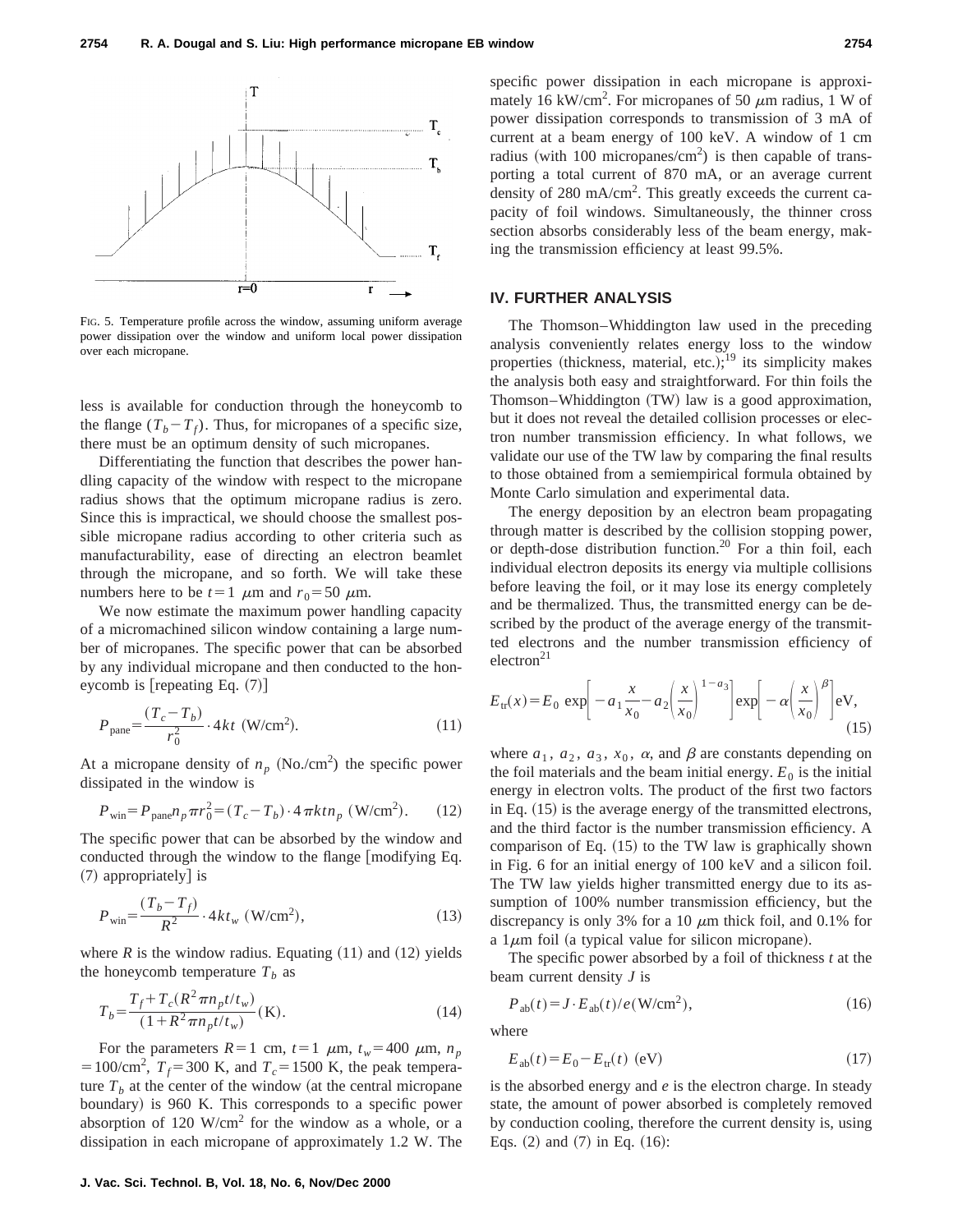FIG. 5. Temperature profile across the window, assuming uniform average power dissipation over the window and uniform local power dissipation over each micropane.

less is available for conduction through the honeycomb to the flange ($T_b - T_f$). Thus, for micropanes of a specific size, there must be an optimum density of such micropanes.

Differentiating the function that describes the power handling capacity of the window with respect to the micropane radius shows that the optimum micropane radius is zero. Since this is impractical, we should choose the smallest possible micropane radius according to other criteria such as manufacturability, ease of directing an electron beamlet through the micropane, and so forth. We will take these numbers here to be $t = 1$ $\mu$m and $r_0 = 50$ $\mu$m.

We now estimate the maximum power handling capacity of a micromachined silicon window containing a large number of micropanes. The specific power that can be absorbed by any individual micropane and then conducted to the honeycomb is [repeating Eq. (7)]

$$P_{\text{pane}} = \frac{(T_c - T_b)}{r_0^2} \cdot 4kt \ (\text{W/cm}^2). \tag{11}$$

At a micropane density of $n_p$ (No./cm$^2$) the specific power dissipated in the window is

$$P_{\text{win}} = P_{\text{pane}} n_p \pi r_0^2 = (T_c - T_b) \cdot 4\pi k t n_p \ (\text{W/cm}^2). \tag{12}$$

The specific power that can be absorbed by the window and conducted through the window to the flange [modifying Eq. (7) appropriately] is

$$P_{\text{win}} = \frac{(T_b - T_f)}{R^2} \cdot 4kt_w \ (\text{W/cm}^2), \tag{13}$$

where $R$ is the window radius. Equating (11) and (12) yields the honeycomb temperature $T_b$ as

$$T_b = \frac{T_f + T_c(R^2 \pi n_p t/t_w)}{(1 + R^2 \pi n_p t/t_w)} \text{(K)}. \tag{14}$$

For the parameters $R = 1$ cm, $t = 1$ $\mu$m, $t_w = 400$ $\mu$m, $n_p = 100/\text{cm}^2$, $T_f = 300$ K, and $T_c = 1500$ K, the peak temperature $T_b$ at the center of the window (at the central micropane boundary) is 960 K. This corresponds to a specific power absorption of 120 W/cm$^2$ for the window as a whole, or a dissipation in each micropane of approximately 1.2 W. The specific power dissipation in each micropane is approximately 16 kW/cm$^2$. For micropanes of 50 $\mu$m radius, 1 W of power dissipation corresponds to transmission of 3 mA of current at a beam energy of 100 keV. A window of 1 cm radius (with 100 micropanes/cm$^2$) is then capable of transporting a total current of 870 mA, or an average current density of 280 mA/cm$^2$. This greatly exceeds the current capacity of foil windows. Simultaneously, the thinner cross section absorbs considerably less of the beam energy, making the transmission efficiency at least 99.5%.

## IV. FURTHER ANALYSIS

The Thomson–Whiddington law used in the preceding analysis conveniently relates energy loss to the window properties (thickness, material, etc.);[19] its simplicity makes the analysis both easy and straightforward. For thin foils the Thomson–Whiddington (TW) law is a good approximation, but it does not reveal the detailed collision processes or electron number transmission efficiency. In what follows, we validate our use of the TW law by comparing the final results to those obtained from a semiempirical formula obtained by Monte Carlo simulation and experimental data.

The energy deposition by an electron beam propagating through matter is described by the collision stopping power, or depth-dose distribution function.[20] For a thin foil, each individual electron deposits its energy via multiple collisions before leaving the foil, or it may lose its energy completely and be thermalized. Thus, the transmitted energy can be described by the product of the average energy of the transmitted electrons and the number transmission efficiency of electron[21]

$$E_{\text{tr}}(x) = E_0 \exp\left[ -a_1 \frac{x}{x_0} - a_2 \left( \frac{x}{x_0} \right)^{1-a_3} \right] \exp\left[ -\alpha \left( \frac{x}{x_0} \right)^{\beta} \right] \text{eV}, \tag{15}$$

where $a_1$, $a_2$, $a_3$, $x_0$, $\alpha$, and $\beta$ are constants depending on the foil materials and the beam initial energy. $E_0$ is the initial energy in electron volts. The product of the first two factors in Eq. (15) is the average energy of the transmitted electrons, and the third factor is the number transmission efficiency. A comparison of Eq. (15) to the TW law is graphically shown in Fig. 6 for an initial energy of 100 keV and a silicon foil. The TW law yields higher transmitted energy due to its assumption of 100% number transmission efficiency, but the discrepancy is only 3% for a 10 $\mu$m thick foil, and 0.1% for a 1$\mu$m foil (a typical value for silicon micropane).

The specific power absorbed by a foil of thickness $t$ at the beam current density $J$ is

$$P_{\text{ab}}(t) = J \cdot E_{\text{ab}}(t)/e (\text{W/cm}^2), \tag{16}$$

where

$$E_{\text{ab}}(t) = E_0 - E_{\text{tr}}(t) \ \text{(eV)} \tag{17}$$

is the absorbed energy and $e$ is the electron charge. In steady state, the amount of power absorbed is completely removed by conduction cooling, therefore the current density is, using Eqs. (2) and (7) in Eq. (16):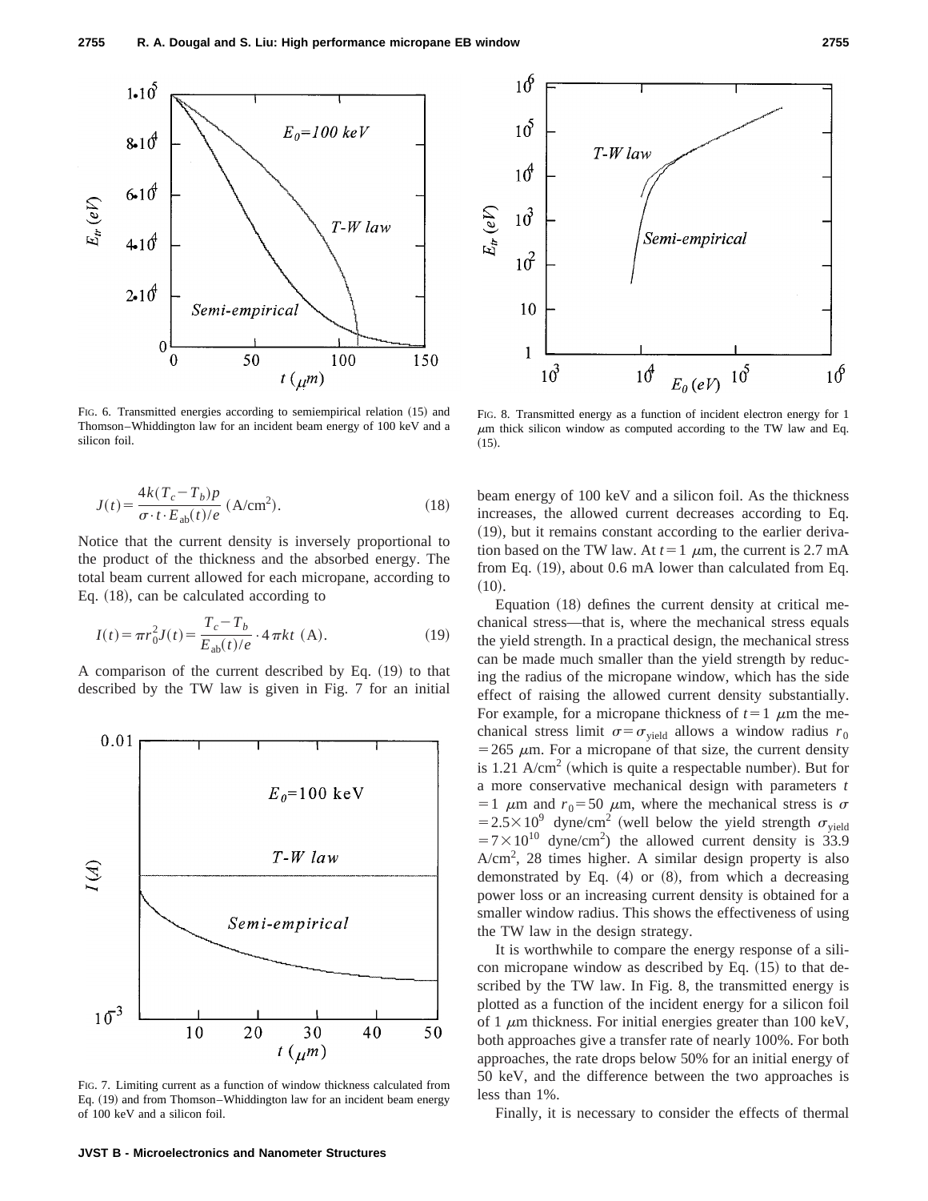FIG. 6. Transmitted energies according to semiempirical relation (15) and Thomson–Whiddington law for an incident beam energy of 100 keV and a silicon foil.

$$J(t)=\frac{4k(T_c-T_b)p}{\sigma\cdot t\cdot E_{ab}(t)/e}\ (\text{A/cm}^2). \tag{18}$$

Notice that the current density is inversely proportional to the product of the thickness and the absorbed energy. The total beam current allowed for each micropane, according to Eq. (18), can be calculated according to

$$I(t)=\pi r_0^2 J(t)=\frac{T_c-T_b}{E_{ab}(t)/e}\cdot 4\pi kt\ (\text{A}). \tag{19}$$

A comparison of the current described by Eq. (19) to that described by the TW law is given in Fig. 7 for an initial beam energy of 100 keV and a silicon foil. As the thickness increases, the allowed current decreases according to Eq. (19), but it remains constant according to the earlier derivation based on the TW law. At $t=1\ \mu$m, the current is 2.7 mA from Eq. (19), about 0.6 mA lower than calculated from Eq. (10).

FIG. 7. Limiting current as a function of window thickness calculated from Eq. (19) and from Thomson–Whiddington law for an incident beam energy of 100 keV and a silicon foil.

FIG. 8. Transmitted energy as a function of incident electron energy for 1 $\mu$m thick silicon window as computed according to the TW law and Eq. (15).

Equation (18) defines the current density at critical mechanical stress—that is, where the mechanical stress equals the yield strength. In a practical design, the mechanical stress can be made much smaller than the yield strength by reducing the radius of the micropane window, which has the side effect of raising the allowed current density substantially. For example, for a micropane thickness of $t=1\ \mu$m the mechanical stress limit $\sigma=\sigma_{\text{yield}}$ allows a window radius $r_0=265\ \mu$m. For a micropane of that size, the current density is 1.21 A/cm$^2$ (which is quite a respectable number). But for a more conservative mechanical design with parameters $t=1\ \mu$m and $r_0=50\ \mu$m, where the mechanical stress is $\sigma=2.5\times10^9$ dyne/cm$^2$ (well below the yield strength $\sigma_{\text{yield}}=7\times10^{10}$ dyne/cm$^2$) the allowed current density is 33.9 A/cm$^2$, 28 times higher. A similar design property is also demonstrated by Eq. (4) or (8), from which a decreasing power loss or an increasing current density is obtained for a smaller window radius. This shows the effectiveness of using the TW law in the design strategy.

It is worthwhile to compare the energy response of a silicon micropane window as described by Eq. (15) to that described by the TW law. In Fig. 8, the transmitted energy is plotted as a function of the incident energy for a silicon foil of 1 $\mu$m thickness. For initial energies greater than 100 keV, both approaches give a transfer rate of nearly 100%. For both approaches, the rate drops below 50% for an initial energy of 50 keV, and the difference between the two approaches is less than 1%.

Finally, it is necessary to consider the effects of thermal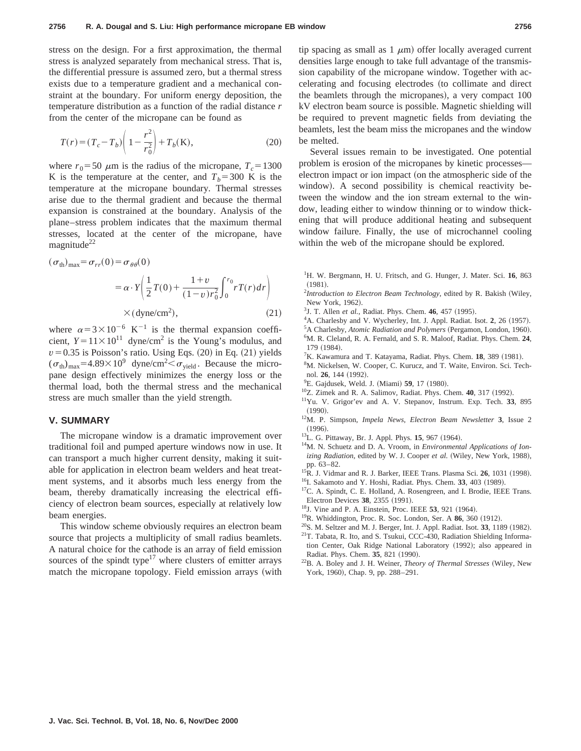stress on the design. For a first approximation, the thermal stress is analyzed separately from mechanical stress. That is, the differential pressure is assumed zero, but a thermal stress exists due to a temperature gradient and a mechanical constraint at the boundary. For uniform energy deposition, the temperature distribution as a function of the radial distance $r$ from the center of the micropane can be found as

$$T(r)=(T_c-T_b)\left(1-\frac{r^2}{r_0^2}\right)+T_b(\mathrm{K}), \tag{20}$$

where $r_0=50\ \mu\mathrm{m}$ is the radius of the micropane, $T_c=1300$ K is the temperature at the center, and $T_b=300$ K is the temperature at the micropane boundary. Thermal stresses arise due to the thermal gradient and because the thermal expansion is constrained at the boundary. Analysis of the plane–stress problem indicates that the maximum thermal stresses, located at the center of the micropane, have magnitude[22]

$$(\sigma_{\mathrm{th}})_{\max}=\sigma_{rr}(0)=\sigma_{\theta\theta}(0)$$
$$=\alpha\cdot Y\left(\frac{1}{2}T(0)+\frac{1+v}{(1-v)r_0^2}\int_0^{r_0} rT(r)dr\right)$$
$$\times(\mathrm{dyne/cm^2}), \tag{21}$$

where $\alpha=3\times10^{-6}\ \mathrm{K^{-1}}$ is the thermal expansion coefficient, $Y=11\times10^{11}\ \mathrm{dyne/cm^2}$ is the Young's modulus, and $v=0.35$ is Poisson's ratio. Using Eqs. (20) in Eq. (21) yields $(\sigma_{\mathrm{th}})_{\max}=4.89\times10^9\ \mathrm{dyne/cm^2}<\sigma_{\mathrm{yield}}$. Because the micropane design effectively minimizes the energy loss or the thermal load, both the thermal stress and the mechanical stress are much smaller than the yield strength.

## V. SUMMARY

The micropane window is a dramatic improvement over traditional foil and pumped aperture windows now in use. It can transport a much higher current density, making it suitable for application in electron beam welders and heat treatment systems, and it absorbs much less energy from the beam, thereby dramatically increasing the electrical efficiency of electron beam sources, especially at relatively low beam energies.

This window scheme obviously requires an electron beam source that projects a multiplicity of small radius beamlets. A natural choice for the cathode is an array of field emission sources of the spindt type[17] where clusters of emitter arrays match the micropane topology. Field emission arrays (with tip spacing as small as 1 $\mu$m) offer locally averaged current densities large enough to take full advantage of the transmission capability of the micropane window. Together with accelerating and focusing electrodes (to collimate and direct the beamlets through the micropanes), a very compact 100 kV electron beam source is possible. Magnetic shielding will be required to prevent magnetic fields from deviating the beamlets, lest the beam miss the micropanes and the window be melted.

Several issues remain to be investigated. One potential problem is erosion of the micropanes by kinetic processes—electron impact or ion impact (on the atmospheric side of the window). A second possibility is chemical reactivity between the window and the ion stream external to the window, leading either to window thinning or to window thickening that will produce additional heating and subsequent window failure. Finally, the use of microchannel cooling within the web of the micropane should be explored.

[1] H. W. Bergmann, H. U. Fritsch, and G. Hunger, J. Mater. Sci. **16**, 863 (1981).
[2] *Introduction to Electron Beam Technology*, edited by R. Bakish (Wiley, New York, 1962).
[3] J. T. Allen *et al.*, Radiat. Phys. Chem. **46**, 457 (1995).
[4] A. Charlesby and V. Wycherley, Int. J. Appl. Radiat. Isot. **2**, 26 (1957).
[5] A Charlesby, *Atomic Radiation and Polymers* (Pergamon, London, 1960).
[6] M. R. Cleland, R. A. Fernald, and S. R. Maloof, Radiat. Phys. Chem. **24**, 179 (1984).
[7] K. Kawamura and T. Katayama, Radiat. Phys. Chem. **18**, 389 (1981).
[8] M. Nickelsen, W. Cooper, C. Kurucz, and T. Waite, Environ. Sci. Technol. **26**, 144 (1992).
[9] E. Gajdusek, Weld. J. (Miami) **59**, 17 (1980).
[10] Z. Zimek and R. A. Salimov, Radiat. Phys. Chem. **40**, 317 (1992).
[11] Yu. V. Grigor'ev and A. V. Stepanov, Instrum. Exp. Tech. **33**, 895 (1990).
[12] M. P. Simpson, *Impela News, Electron Beam Newsletter* **3**, Issue 2 (1996).
[13] L. G. Pittaway, Br. J. Appl. Phys. **15**, 967 (1964).
[14] M. N. Schuetz and D. A. Vroom, in *Environmental Applications of Ionizing Radiation*, edited by W. J. Cooper *et al.* (Wiley, New York, 1988), pp. 63–82.
[15] R. J. Vidmar and R. J. Barker, IEEE Trans. Plasma Sci. **26**, 1031 (1998).
[16] I. Sakamoto and Y. Hoshi, Radiat. Phys. Chem. **33**, 403 (1989).
[17] C. A. Spindt, C. E. Holland, A. Rosengreen, and I. Brodie, IEEE Trans. Electron Devices **38**, 2355 (1991).
[18] J. Vine and P. A. Einstein, Proc. IEEE **53**, 921 (1964).
[19] R. Whiddington, Proc. R. Soc. London, Ser. A **86**, 360 (1912).
[20] S. M. Seltzer and M. J. Berger, Int. J. Appl. Radiat. Isot. **33**, 1189 (1982).
[21] T. Tabata, R. Ito, and S. Tsukui, CCC-430, Radiation Shielding Information Center, Oak Ridge National Laboratory (1992); also appeared in Radiat. Phys. Chem. **35**, 821 (1990).
[22] B. A. Boley and J. H. Weiner, *Theory of Thermal Stresses* (Wiley, New York, 1960), Chap. 9, pp. 288–291.